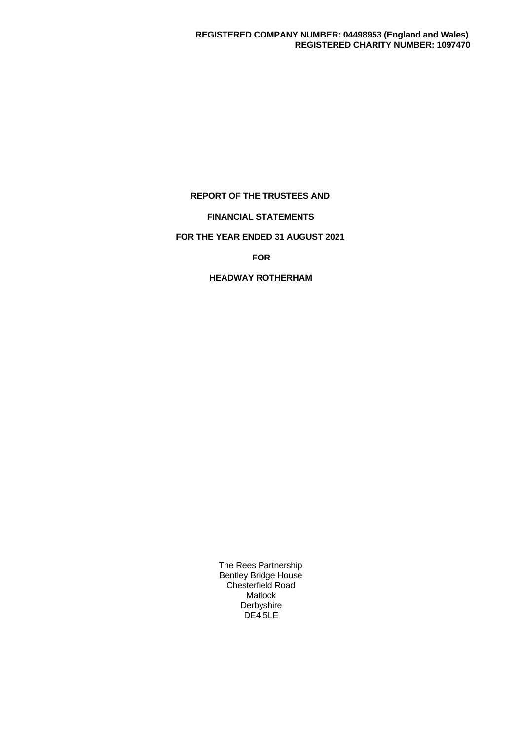**REGISTERED COMPANY NUMBER: 04498953 (England and Wales)**
**REGISTERED CHARITY NUMBER: 1097470**

# REPORT OF THE TRUSTEES AND

# FINANCIAL STATEMENTS

# FOR THE YEAR ENDED 31 AUGUST 2021

# FOR

# HEADWAY ROTHERHAM

The Rees Partnership
Bentley Bridge House
Chesterfield Road
Matlock
Derbyshire
DE4 5LE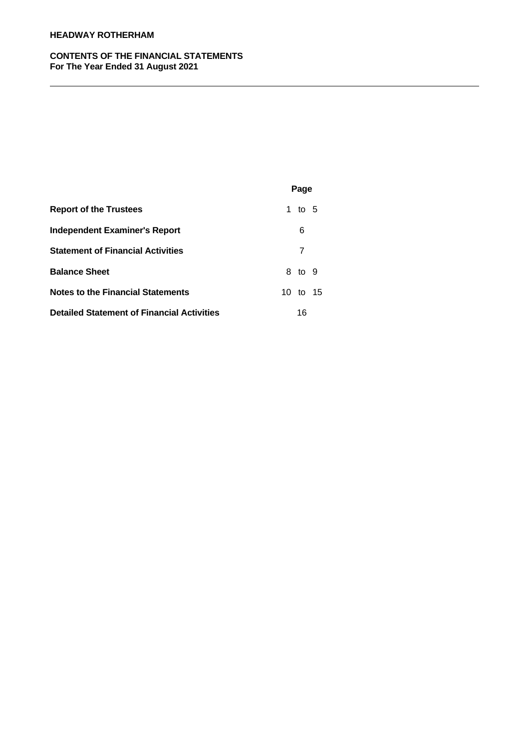**HEADWAY ROTHERHAM**

**CONTENTS OF THE FINANCIAL STATEMENTS**
**For The Year Ended 31 August 2021**

| | Page |
|---|---|
| **Report of the Trustees** | 1 to 5 |
| **Independent Examiner's Report** | 6 |
| **Statement of Financial Activities** | 7 |
| **Balance Sheet** | 8 to 9 |
| **Notes to the Financial Statements** | 10 to 15 |
| **Detailed Statement of Financial Activities** | 16 |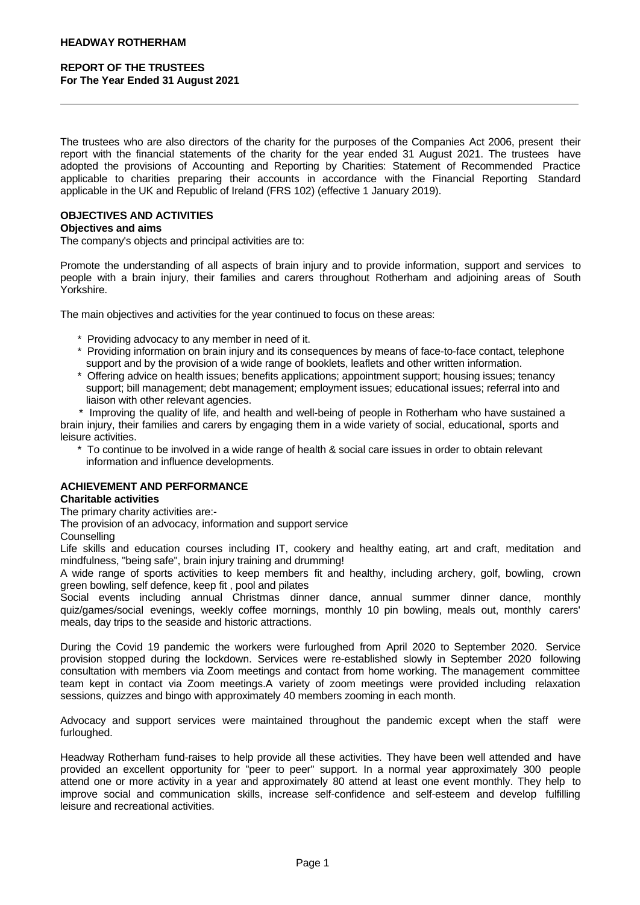**HEADWAY ROTHERHAM**

**REPORT OF THE TRUSTEES**
**For The Year Ended 31 August 2021**

The trustees who are also directors of the charity for the purposes of the Companies Act 2006, present their report with the financial statements of the charity for the year ended 31 August 2021. The trustees have adopted the provisions of Accounting and Reporting by Charities: Statement of Recommended Practice applicable to charities preparing their accounts in accordance with the Financial Reporting Standard applicable in the UK and Republic of Ireland (FRS 102) (effective 1 January 2019).

## OBJECTIVES AND ACTIVITIES

### Objectives and aims

The company's objects and principal activities are to:

Promote the understanding of all aspects of brain injury and to provide information, support and services to people with a brain injury, their families and carers throughout Rotherham and adjoining areas of South Yorkshire.

The main objectives and activities for the year continued to focus on these areas:

* Providing advocacy to any member in need of it.
* Providing information on brain injury and its consequences by means of face-to-face contact, telephone support and by the provision of a wide range of booklets, leaflets and other written information.
* Offering advice on health issues; benefits applications; appointment support; housing issues; tenancy support; bill management; debt management; employment issues; educational issues; referral into and liaison with other relevant agencies.
* Improving the quality of life, and health and well-being of people in Rotherham who have sustained a brain injury, their families and carers by engaging them in a wide variety of social, educational, sports and leisure activities.
* To continue to be involved in a wide range of health & social care issues in order to obtain relevant information and influence developments.

## ACHIEVEMENT AND PERFORMANCE

### Charitable activities

The primary charity activities are:-
The provision of an advocacy, information and support service
Counselling
Life skills and education courses including IT, cookery and healthy eating, art and craft, meditation and mindfulness, "being safe", brain injury training and drumming!
A wide range of sports activities to keep members fit and healthy, including archery, golf, bowling, crown green bowling, self defence, keep fit , pool and pilates
Social events including annual Christmas dinner dance, annual summer dinner dance, monthly quiz/games/social evenings, weekly coffee mornings, monthly 10 pin bowling, meals out, monthly carers' meals, day trips to the seaside and historic attractions.

During the Covid 19 pandemic the workers were furloughed from April 2020 to September 2020. Service provision stopped during the lockdown. Services were re-established slowly in September 2020 following consultation with members via Zoom meetings and contact from home working. The management committee team kept in contact via Zoom meetings.A variety of zoom meetings were provided including relaxation sessions, quizzes and bingo with approximately 40 members zooming in each month.

Advocacy and support services were maintained throughout the pandemic except when the staff were furloughed.

Headway Rotherham fund-raises to help provide all these activities. They have been well attended and have provided an excellent opportunity for "peer to peer" support. In a normal year approximately 300 people attend one or more activity in a year and approximately 80 attend at least one event monthly. They help to improve social and communication skills, increase self-confidence and self-esteem and develop fulfilling leisure and recreational activities.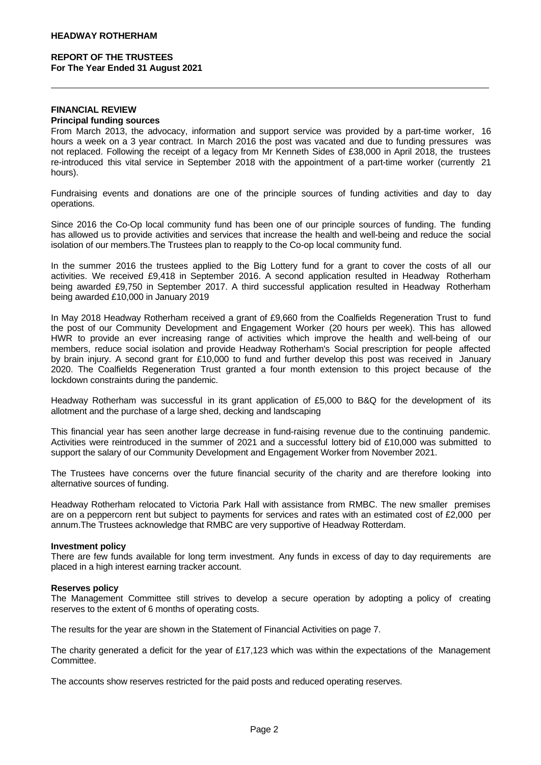## FINANCIAL REVIEW

### Principal funding sources

From March 2013, the advocacy, information and support service was provided by a part-time worker, 16 hours a week on a 3 year contract. In March 2016 the post was vacated and due to funding pressures was not replaced. Following the receipt of a legacy from Mr Kenneth Sides of £38,000 in April 2018, the trustees re-introduced this vital service in September 2018 with the appointment of a part-time worker (currently 21 hours).

Fundraising events and donations are one of the principle sources of funding activities and day to day operations.

Since 2016 the Co-Op local community fund has been one of our principle sources of funding. The funding has allowed us to provide activities and services that increase the health and well-being and reduce the social isolation of our members.The Trustees plan to reapply to the Co-op local community fund.

In the summer 2016 the trustees applied to the Big Lottery fund for a grant to cover the costs of all our activities. We received £9,418 in September 2016. A second application resulted in Headway Rotherham being awarded £9,750 in September 2017. A third successful application resulted in Headway Rotherham being awarded £10,000 in January 2019

In May 2018 Headway Rotherham received a grant of £9,660 from the Coalfields Regeneration Trust to fund the post of our Community Development and Engagement Worker (20 hours per week). This has allowed HWR to provide an ever increasing range of activities which improve the health and well-being of our members, reduce social isolation and provide Headway Rotherham's Social prescription for people affected by brain injury. A second grant for £10,000 to fund and further develop this post was received in January 2020. The Coalfields Regeneration Trust granted a four month extension to this project because of the lockdown constraints during the pandemic.

Headway Rotherham was successful in its grant application of £5,000 to B&Q for the development of its allotment and the purchase of a large shed, decking and landscaping

This financial year has seen another large decrease in fund-raising revenue due to the continuing pandemic. Activities were reintroduced in the summer of 2021 and a successful lottery bid of £10,000 was submitted to support the salary of our Community Development and Engagement Worker from November 2021.

The Trustees have concerns over the future financial security of the charity and are therefore looking into alternative sources of funding.

Headway Rotherham relocated to Victoria Park Hall with assistance from RMBC. The new smaller premises are on a peppercorn rent but subject to payments for services and rates with an estimated cost of £2,000 per annum.The Trustees acknowledge that RMBC are very supportive of Headway Rotterdam.

### Investment policy

There are few funds available for long term investment. Any funds in excess of day to day requirements are placed in a high interest earning tracker account.

### Reserves policy

The Management Committee still strives to develop a secure operation by adopting a policy of creating reserves to the extent of 6 months of operating costs.

The results for the year are shown in the Statement of Financial Activities on page 7.

The charity generated a deficit for the year of £17,123 which was within the expectations of the Management Committee.

The accounts show reserves restricted for the paid posts and reduced operating reserves.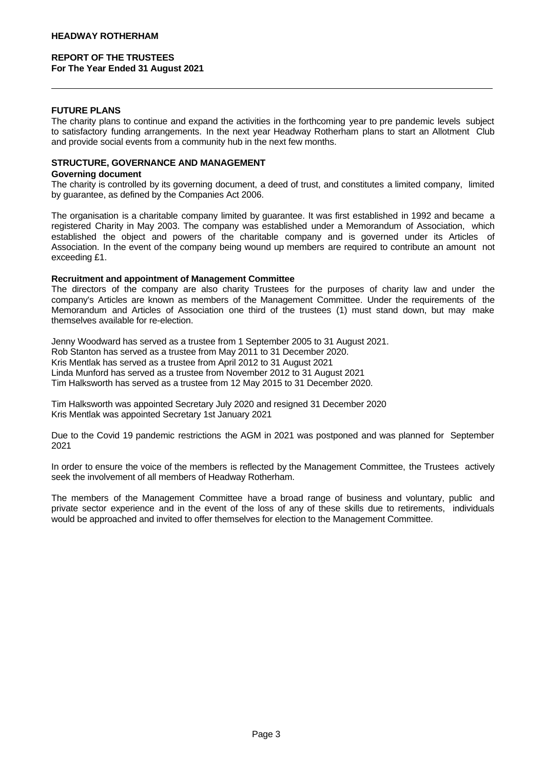**HEADWAY ROTHERHAM**

**REPORT OF THE TRUSTEES**
**For The Year Ended 31 August 2021**

**FUTURE PLANS**

The charity plans to continue and expand the activities in the forthcoming year to pre pandemic levels subject to satisfactory funding arrangements. In the next year Headway Rotherham plans to start an Allotment Club and provide social events from a community hub in the next few months.

**STRUCTURE, GOVERNANCE AND MANAGEMENT**

**Governing document**

The charity is controlled by its governing document, a deed of trust, and constitutes a limited company, limited by guarantee, as defined by the Companies Act 2006.

The organisation is a charitable company limited by guarantee. It was first established in 1992 and became a registered Charity in May 2003. The company was established under a Memorandum of Association, which established the object and powers of the charitable company and is governed under its Articles of Association. In the event of the company being wound up members are required to contribute an amount not exceeding £1.

**Recruitment and appointment of Management Committee**

The directors of the company are also charity Trustees for the purposes of charity law and under the company's Articles are known as members of the Management Committee. Under the requirements of the Memorandum and Articles of Association one third of the trustees (1) must stand down, but may make themselves available for re-election.

Jenny Woodward has served as a trustee from 1 September 2005 to 31 August 2021.
Rob Stanton has served as a trustee from May 2011 to 31 December 2020.
Kris Mentlak has served as a trustee from April 2012 to 31 August 2021
Linda Munford has served as a trustee from November 2012 to 31 August 2021
Tim Halksworth has served as a trustee from 12 May 2015 to 31 December 2020.

Tim Halksworth was appointed Secretary July 2020 and resigned 31 December 2020
Kris Mentlak was appointed Secretary 1st January 2021

Due to the Covid 19 pandemic restrictions the AGM in 2021 was postponed and was planned for September 2021

In order to ensure the voice of the members is reflected by the Management Committee, the Trustees actively seek the involvement of all members of Headway Rotherham.

The members of the Management Committee have a broad range of business and voluntary, public and private sector experience and in the event of the loss of any of these skills due to retirements, individuals would be approached and invited to offer themselves for election to the Management Committee.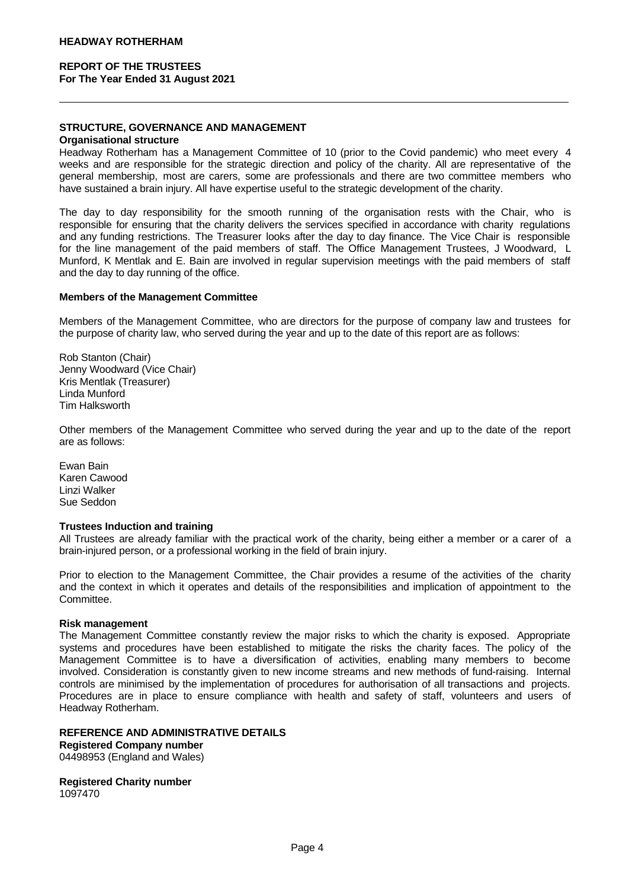## STRUCTURE, GOVERNANCE AND MANAGEMENT

### Organisational structure

Headway Rotherham has a Management Committee of 10 (prior to the Covid pandemic) who meet every 4 weeks and are responsible for the strategic direction and policy of the charity. All are representative of the general membership, most are carers, some are professionals and there are two committee members who have sustained a brain injury. All have expertise useful to the strategic development of the charity.

The day to day responsibility for the smooth running of the organisation rests with the Chair, who is responsible for ensuring that the charity delivers the services specified in accordance with charity regulations and any funding restrictions. The Treasurer looks after the day to day finance. The Vice Chair is responsible for the line management of the paid members of staff. The Office Management Trustees, J Woodward, L Munford, K Mentlak and E. Bain are involved in regular supervision meetings with the paid members of staff and the day to day running of the office.

### Members of the Management Committee

Members of the Management Committee, who are directors for the purpose of company law and trustees for the purpose of charity law, who served during the year and up to the date of this report are as follows:

Rob Stanton (Chair)
Jenny Woodward (Vice Chair)
Kris Mentlak (Treasurer)
Linda Munford
Tim Halksworth

Other members of the Management Committee who served during the year and up to the date of the report are as follows:

Ewan Bain
Karen Cawood
Linzi Walker
Sue Seddon

### Trustees Induction and training

All Trustees are already familiar with the practical work of the charity, being either a member or a carer of a brain-injured person, or a professional working in the field of brain injury.

Prior to election to the Management Committee, the Chair provides a resume of the activities of the charity and the context in which it operates and details of the responsibilities and implication of appointment to the Committee.

### Risk management

The Management Committee constantly review the major risks to which the charity is exposed. Appropriate systems and procedures have been established to mitigate the risks the charity faces. The policy of the Management Committee is to have a diversification of activities, enabling many members to become involved. Consideration is constantly given to new income streams and new methods of fund-raising. Internal controls are minimised by the implementation of procedures for authorisation of all transactions and projects. Procedures are in place to ensure compliance with health and safety of staff, volunteers and users of Headway Rotherham.

## REFERENCE AND ADMINISTRATIVE DETAILS

**Registered Company number**
04498953 (England and Wales)

**Registered Charity number**
1097470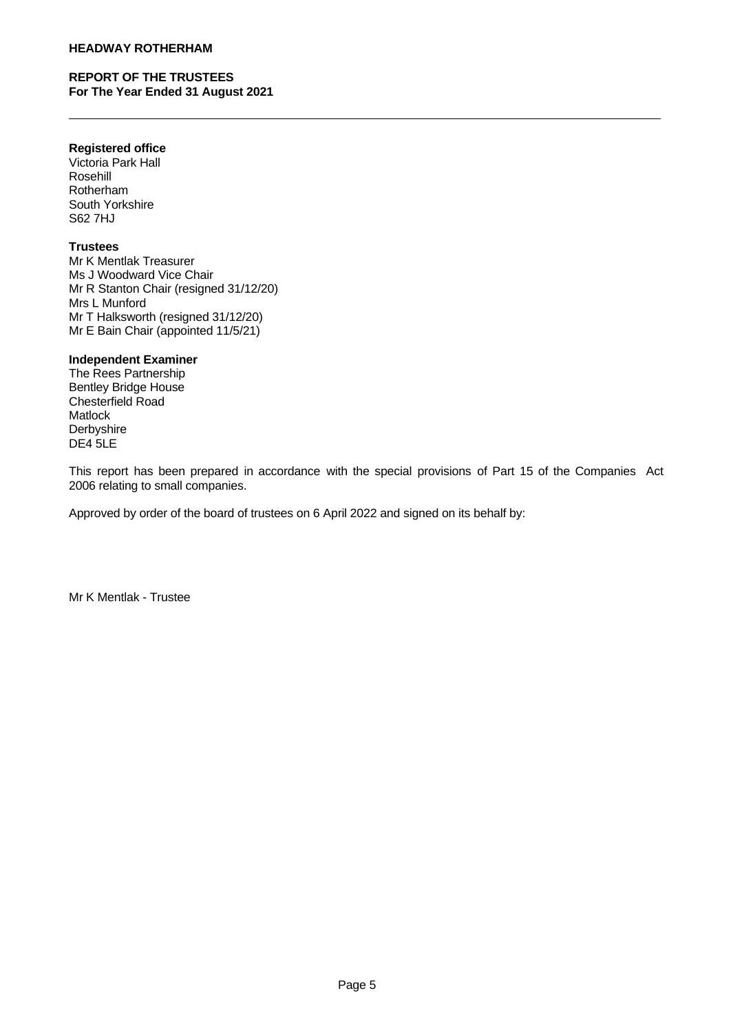**HEADWAY ROTHERHAM**

**REPORT OF THE TRUSTEES**
**For The Year Ended 31 August 2021**

**Registered office**
Victoria Park Hall
Rosehill
Rotherham
South Yorkshire
S62 7HJ

**Trustees**
Mr K Mentlak Treasurer
Ms J Woodward Vice Chair
Mr R Stanton Chair (resigned 31/12/20)
Mrs L Munford
Mr T Halksworth (resigned 31/12/20)
Mr E Bain Chair (appointed 11/5/21)

**Independent Examiner**
The Rees Partnership
Bentley Bridge House
Chesterfield Road
Matlock
Derbyshire
DE4 5LE

This report has been prepared in accordance with the special provisions of Part 15 of the Companies Act 2006 relating to small companies.

Approved by order of the board of trustees on 6 April 2022 and signed on its behalf by:

Mr K Mentlak - Trustee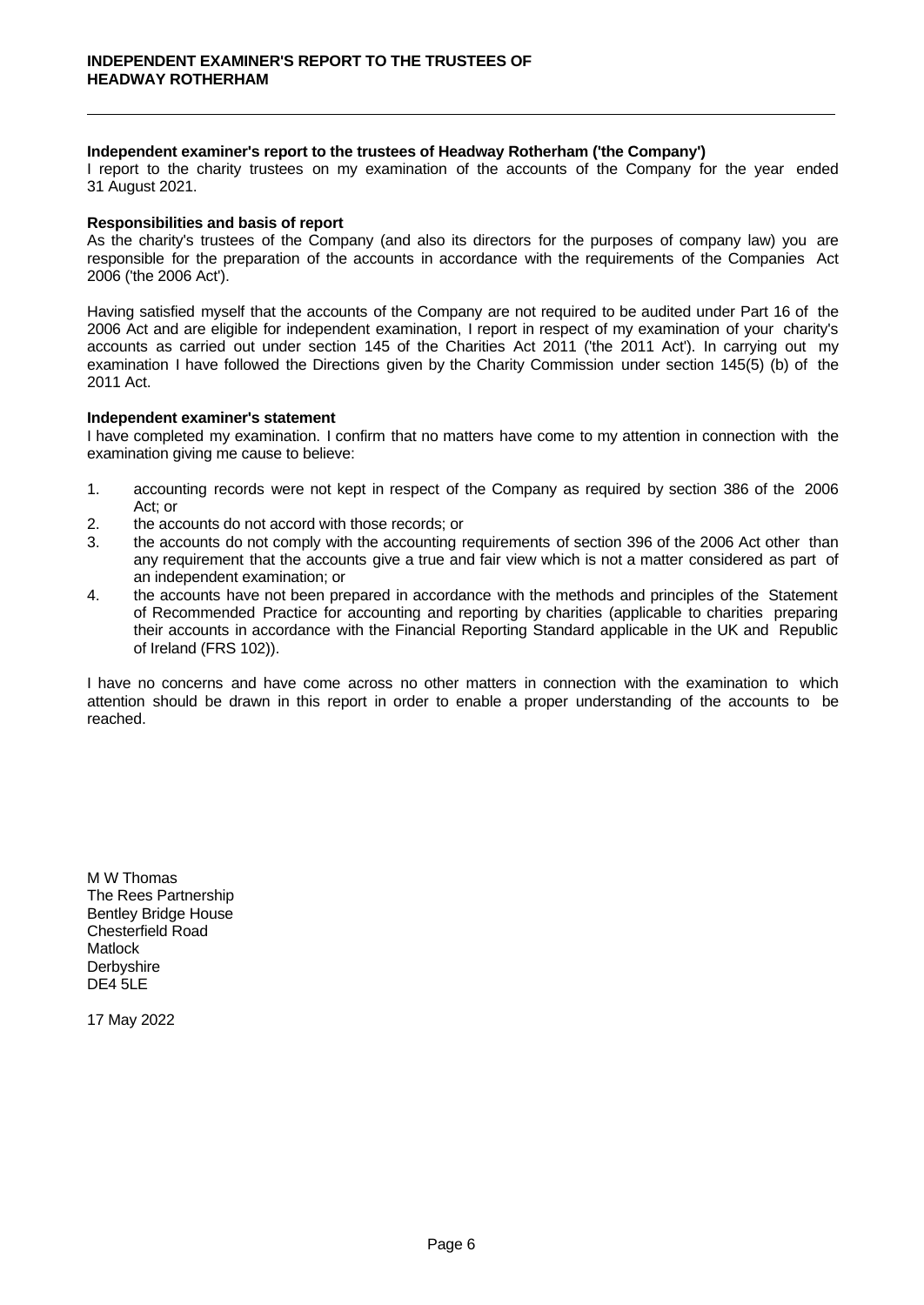# INDEPENDENT EXAMINER'S REPORT TO THE TRUSTEES OF HEADWAY ROTHERHAM

**Independent examiner's report to the trustees of Headway Rotherham ('the Company')**

I report to the charity trustees on my examination of the accounts of the Company for the year ended 31 August 2021.

**Responsibilities and basis of report**

As the charity's trustees of the Company (and also its directors for the purposes of company law) you are responsible for the preparation of the accounts in accordance with the requirements of the Companies Act 2006 ('the 2006 Act').

Having satisfied myself that the accounts of the Company are not required to be audited under Part 16 of the 2006 Act and are eligible for independent examination, I report in respect of my examination of your charity's accounts as carried out under section 145 of the Charities Act 2011 ('the 2011 Act'). In carrying out my examination I have followed the Directions given by the Charity Commission under section 145(5) (b) of the 2011 Act.

**Independent examiner's statement**

I have completed my examination. I confirm that no matters have come to my attention in connection with the examination giving me cause to believe:

1. accounting records were not kept in respect of the Company as required by section 386 of the 2006 Act; or
2. the accounts do not accord with those records; or
3. the accounts do not comply with the accounting requirements of section 396 of the 2006 Act other than any requirement that the accounts give a true and fair view which is not a matter considered as part of an independent examination; or
4. the accounts have not been prepared in accordance with the methods and principles of the Statement of Recommended Practice for accounting and reporting by charities (applicable to charities preparing their accounts in accordance with the Financial Reporting Standard applicable in the UK and Republic of Ireland (FRS 102)).

I have no concerns and have come across no other matters in connection with the examination to which attention should be drawn in this report in order to enable a proper understanding of the accounts to be reached.

M W Thomas
The Rees Partnership
Bentley Bridge House
Chesterfield Road
Matlock
Derbyshire
DE4 5LE

17 May 2022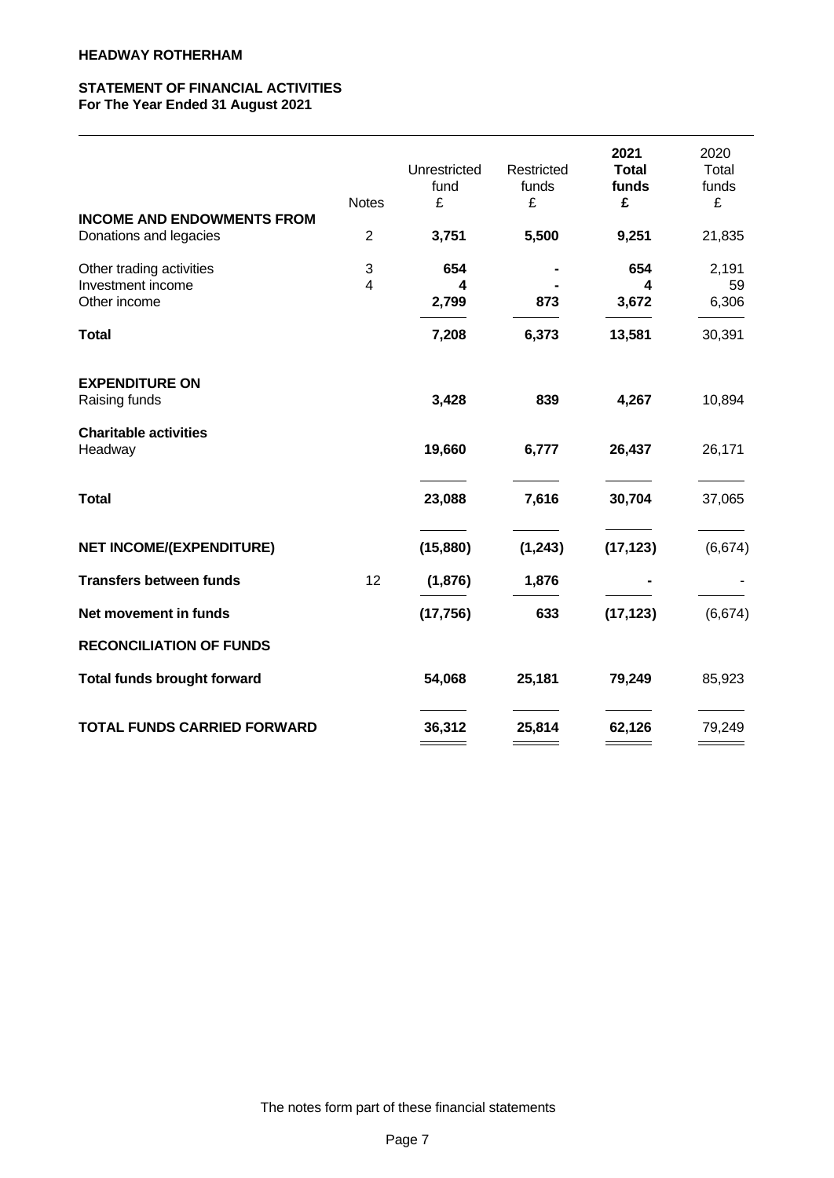**HEADWAY ROTHERHAM**

**STATEMENT OF FINANCIAL ACTIVITIES**
**For The Year Ended 31 August 2021**

| | Notes | Unrestricted fund £ | Restricted funds £ | **2021 Total funds £** | 2020 Total funds £ |
|---|---|---|---|---|---|
| **INCOME AND ENDOWMENTS FROM** | | | | | |
| Donations and legacies | 2 | **3,751** | **5,500** | **9,251** | 21,835 |
| Other trading activities | 3 | **654** | **-** | **654** | 2,191 |
| Investment income | 4 | **4** | **-** | **4** | 59 |
| Other income | | **2,799** | **873** | **3,672** | 6,306 |
| **Total** | | **7,208** | **6,373** | **13,581** | 30,391 |
| **EXPENDITURE ON** | | | | | |
| Raising funds | | **3,428** | **839** | **4,267** | 10,894 |
| **Charitable activities** | | | | | |
| Headway | | **19,660** | **6,777** | **26,437** | 26,171 |
| **Total** | | **23,088** | **7,616** | **30,704** | 37,065 |
| **NET INCOME/(EXPENDITURE)** | | **(15,880)** | **(1,243)** | **(17,123)** | (6,674) |
| **Transfers between funds** | 12 | **(1,876)** | **1,876** | **-** | - |
| **Net movement in funds** | | **(17,756)** | **633** | **(17,123)** | (6,674) |
| **RECONCILIATION OF FUNDS** | | | | | |
| **Total funds brought forward** | | **54,068** | **25,181** | **79,249** | 85,923 |
| **TOTAL FUNDS CARRIED FORWARD** | | **36,312** | **25,814** | **62,126** | 79,249 |

The notes form part of these financial statements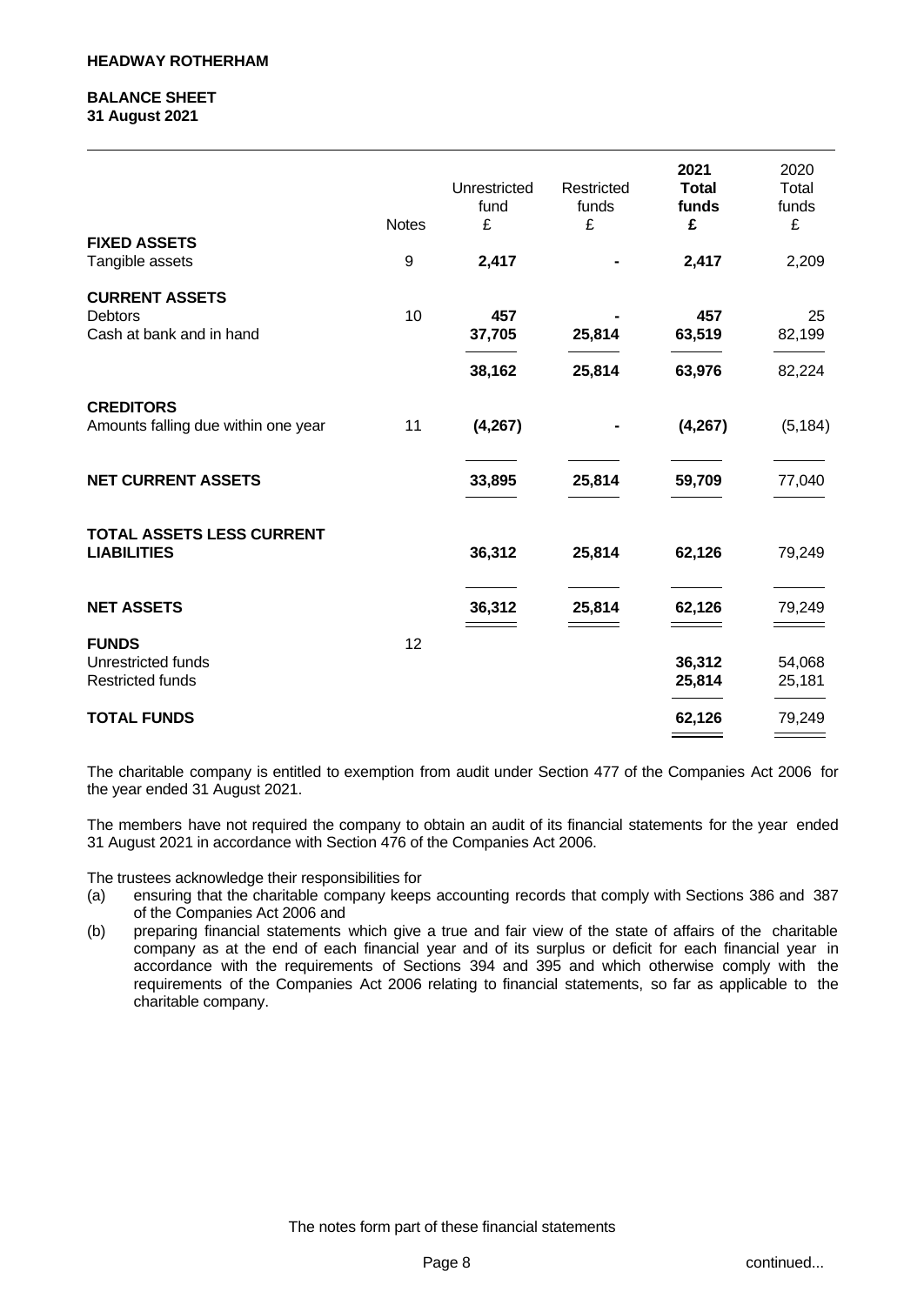**HEADWAY ROTHERHAM**

**BALANCE SHEET**
**31 August 2021**

| | Notes | Unrestricted fund £ | Restricted funds £ | **2021 Total funds £** | 2020 Total funds £ |
|---|---|---|---|---|---|
| **FIXED ASSETS** | | | | | |
| Tangible assets | 9 | **2,417** | **-** | **2,417** | 2,209 |
| **CURRENT ASSETS** | | | | | |
| Debtors | 10 | **457** | **-** | **457** | 25 |
| Cash at bank and in hand | | **37,705** | **25,814** | **63,519** | 82,199 |
| | | **38,162** | **25,814** | **63,976** | 82,224 |
| **CREDITORS** | | | | | |
| Amounts falling due within one year | 11 | **(4,267)** | **-** | **(4,267)** | (5,184) |
| **NET CURRENT ASSETS** | | **33,895** | **25,814** | **59,709** | 77,040 |
| **TOTAL ASSETS LESS CURRENT LIABILITIES** | | **36,312** | **25,814** | **62,126** | 79,249 |
| **NET ASSETS** | | **36,312** | **25,814** | **62,126** | 79,249 |
| **FUNDS** | 12 | | | | |
| Unrestricted funds | | | | **36,312** | 54,068 |
| Restricted funds | | | | **25,814** | 25,181 |
| **TOTAL FUNDS** | | | | **62,126** | 79,249 |

The charitable company is entitled to exemption from audit under Section 477 of the Companies Act 2006 for the year ended 31 August 2021.

The members have not required the company to obtain an audit of its financial statements for the year ended 31 August 2021 in accordance with Section 476 of the Companies Act 2006.

The trustees acknowledge their responsibilities for

(a) ensuring that the charitable company keeps accounting records that comply with Sections 386 and 387 of the Companies Act 2006 and

(b) preparing financial statements which give a true and fair view of the state of affairs of the charitable company as at the end of each financial year and of its surplus or deficit for each financial year in accordance with the requirements of Sections 394 and 395 and which otherwise comply with the requirements of the Companies Act 2006 relating to financial statements, so far as applicable to the charitable company.

The notes form part of these financial statements

continued...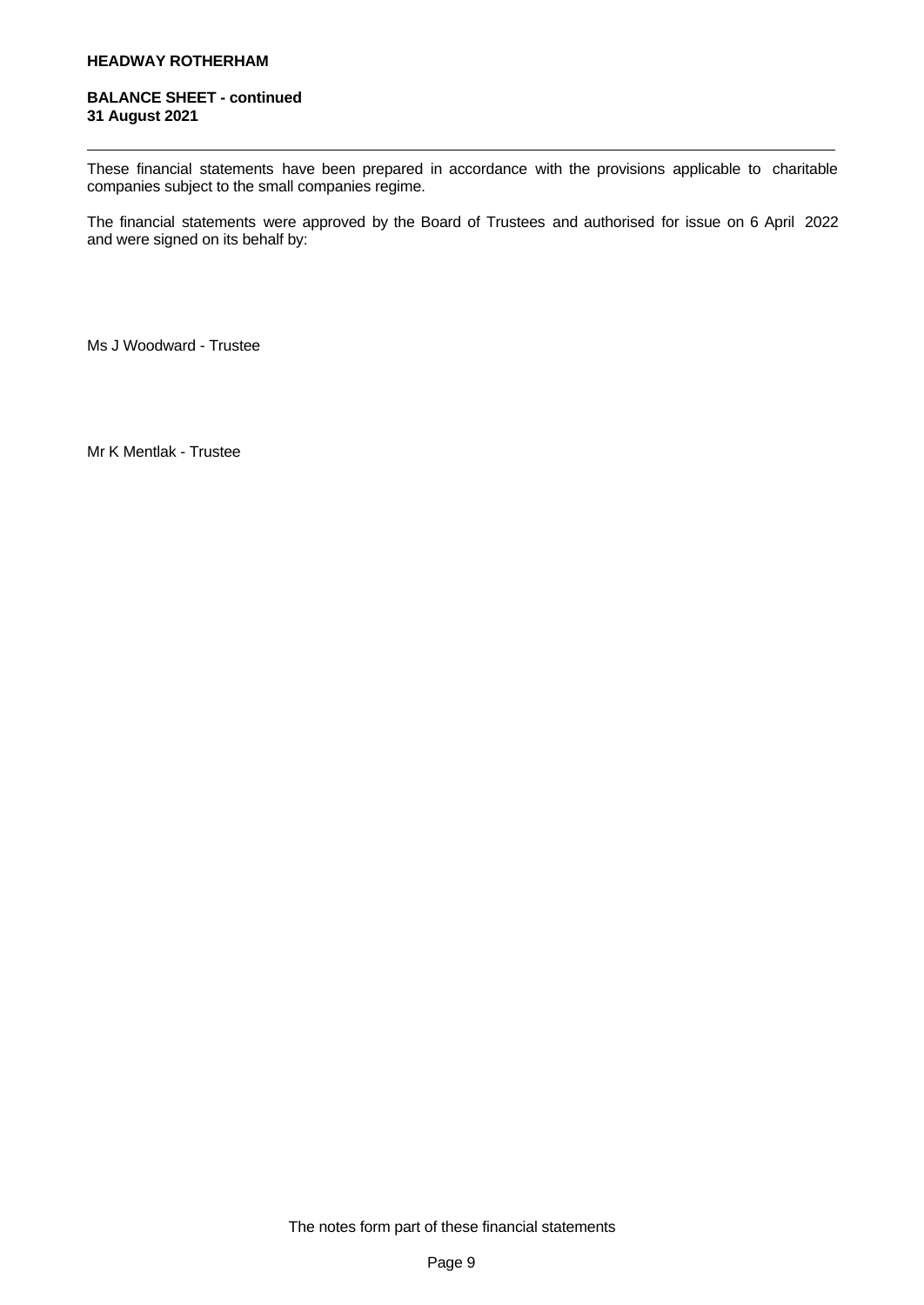**HEADWAY ROTHERHAM**

**BALANCE SHEET - continued**
**31 August 2021**

These financial statements have been prepared in accordance with the provisions applicable to charitable companies subject to the small companies regime.

The financial statements were approved by the Board of Trustees and authorised for issue on 6 April 2022 and were signed on its behalf by:

Ms J Woodward - Trustee

Mr K Mentlak - Trustee

The notes form part of these financial statements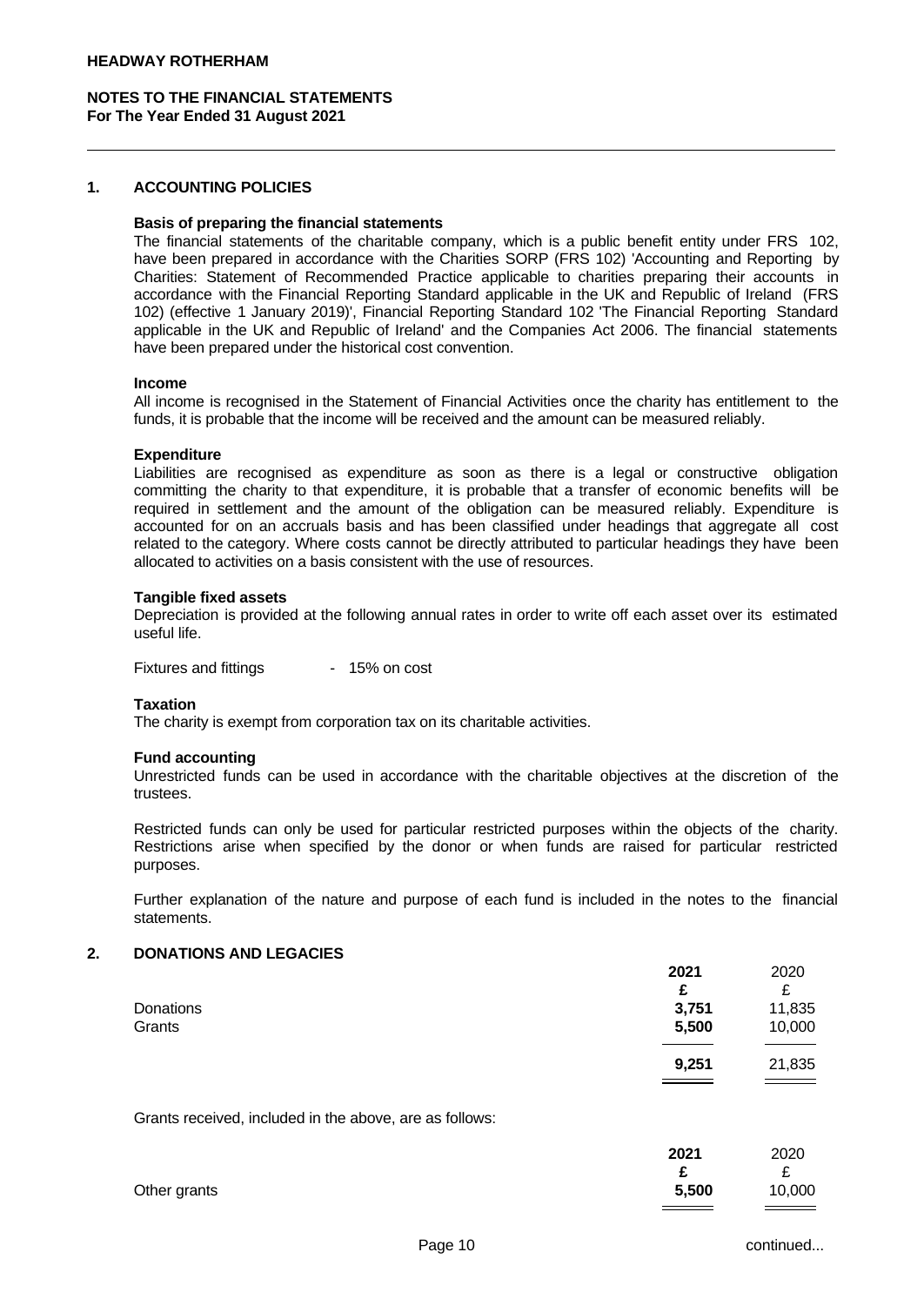**HEADWAY ROTHERHAM**

**NOTES TO THE FINANCIAL STATEMENTS**
**For The Year Ended 31 August 2021**

## 1. ACCOUNTING POLICIES

**Basis of preparing the financial statements**

The financial statements of the charitable company, which is a public benefit entity under FRS 102, have been prepared in accordance with the Charities SORP (FRS 102) 'Accounting and Reporting by Charities: Statement of Recommended Practice applicable to charities preparing their accounts in accordance with the Financial Reporting Standard applicable in the UK and Republic of Ireland (FRS 102) (effective 1 January 2019)', Financial Reporting Standard 102 'The Financial Reporting Standard applicable in the UK and Republic of Ireland' and the Companies Act 2006. The financial statements have been prepared under the historical cost convention.

**Income**

All income is recognised in the Statement of Financial Activities once the charity has entitlement to the funds, it is probable that the income will be received and the amount can be measured reliably.

**Expenditure**

Liabilities are recognised as expenditure as soon as there is a legal or constructive obligation committing the charity to that expenditure, it is probable that a transfer of economic benefits will be required in settlement and the amount of the obligation can be measured reliably. Expenditure is accounted for on an accruals basis and has been classified under headings that aggregate all cost related to the category. Where costs cannot be directly attributed to particular headings they have been allocated to activities on a basis consistent with the use of resources.

**Tangible fixed assets**

Depreciation is provided at the following annual rates in order to write off each asset over its estimated useful life.

Fixtures and fittings - 15% on cost

**Taxation**

The charity is exempt from corporation tax on its charitable activities.

**Fund accounting**

Unrestricted funds can be used in accordance with the charitable objectives at the discretion of the trustees.

Restricted funds can only be used for particular restricted purposes within the objects of the charity. Restrictions arise when specified by the donor or when funds are raised for particular restricted purposes.

Further explanation of the nature and purpose of each fund is included in the notes to the financial statements.

## 2. DONATIONS AND LEGACIES

| | 2021 | 2020 |
|---|---|---|
| | £ | £ |
| Donations | **3,751** | 11,835 |
| Grants | **5,500** | 10,000 |
| | **9,251** | 21,835 |

Grants received, included in the above, are as follows:

| | 2021 | 2020 |
|---|---|---|
| | £ | £ |
| Other grants | **5,500** | 10,000 |

continued...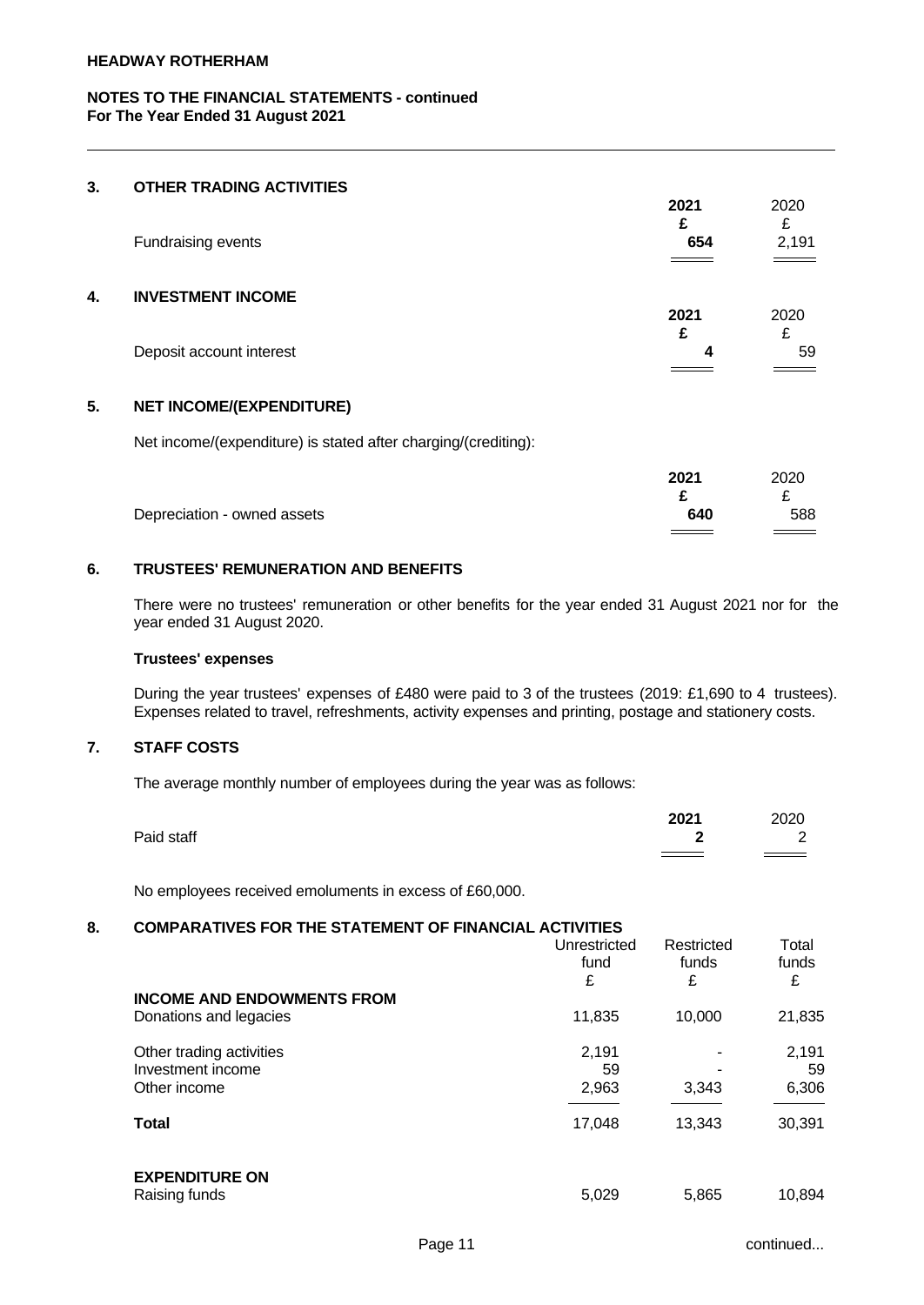**HEADWAY ROTHERHAM**

**NOTES TO THE FINANCIAL STATEMENTS - continued**
**For The Year Ended 31 August 2021**

## 3. OTHER TRADING ACTIVITIES

| | 2021 | 2020 |
|---|---|---|
| | £ | £ |
| Fundraising events | **654** | 2,191 |

## 4. INVESTMENT INCOME

| | 2021 | 2020 |
|---|---|---|
| | £ | £ |
| Deposit account interest | **4** | 59 |

## 5. NET INCOME/(EXPENDITURE)

Net income/(expenditure) is stated after charging/(crediting):

| | 2021 | 2020 |
|---|---|---|
| | £ | £ |
| Depreciation - owned assets | **640** | 588 |

## 6. TRUSTEES' REMUNERATION AND BENEFITS

There were no trustees' remuneration or other benefits for the year ended 31 August 2021 nor for the year ended 31 August 2020.

**Trustees' expenses**

During the year trustees' expenses of £480 were paid to 3 of the trustees (2019: £1,690 to 4 trustees). Expenses related to travel, refreshments, activity expenses and printing, postage and stationery costs.

## 7. STAFF COSTS

The average monthly number of employees during the year was as follows:

| | 2021 | 2020 |
|---|---|---|
| Paid staff | **2** | 2 |

No employees received emoluments in excess of £60,000.

## 8. COMPARATIVES FOR THE STATEMENT OF FINANCIAL ACTIVITIES

| | Unrestricted fund | Restricted funds | Total funds |
|---|---|---|---|
| | £ | £ | £ |
| **INCOME AND ENDOWMENTS FROM** | | | |
| Donations and legacies | 11,835 | 10,000 | 21,835 |
| Other trading activities | 2,191 | - | 2,191 |
| Investment income | 59 | - | 59 |
| Other income | 2,963 | 3,343 | 6,306 |
| **Total** | 17,048 | 13,343 | 30,391 |
| **EXPENDITURE ON** | | | |
| Raising funds | 5,029 | 5,865 | 10,894 |

continued...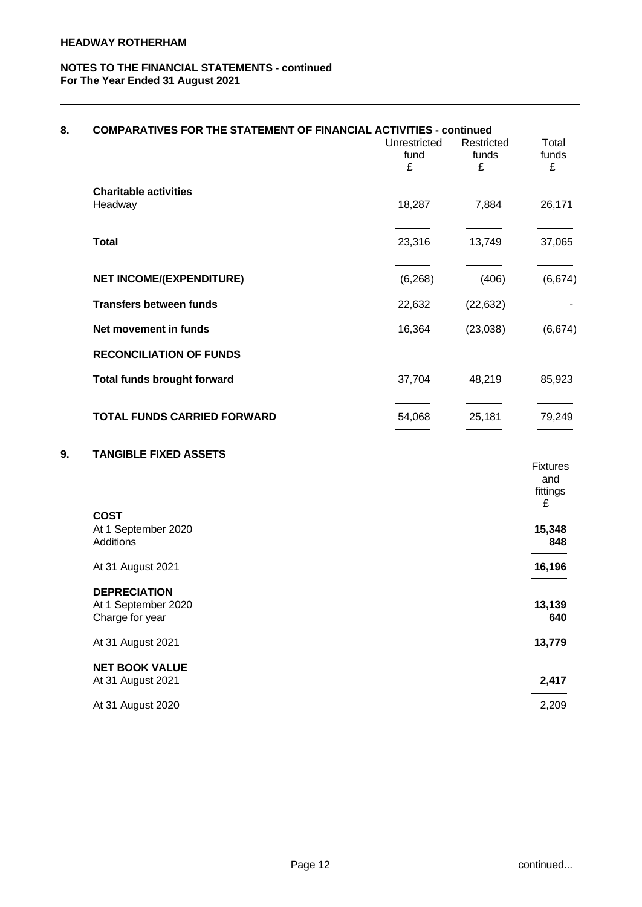## 8. COMPARATIVES FOR THE STATEMENT OF FINANCIAL ACTIVITIES - continued

| | Unrestricted fund £ | Restricted funds £ | Total funds £ |
|---|---|---|---|
| **Charitable activities** | | | |
| Headway | 18,287 | 7,884 | 26,171 |
| **Total** | 23,316 | 13,749 | 37,065 |
| **NET INCOME/(EXPENDITURE)** | (6,268) | (406) | (6,674) |
| **Transfers between funds** | 22,632 | (22,632) | - |
| **Net movement in funds** | 16,364 | (23,038) | (6,674) |
| **RECONCILIATION OF FUNDS** | | | |
| **Total funds brought forward** | 37,704 | 48,219 | 85,923 |
| **TOTAL FUNDS CARRIED FORWARD** | 54,068 | 25,181 | 79,249 |

## 9. TANGIBLE FIXED ASSETS

| | Fixtures and fittings £ |
|---|---|
| **COST** | |
| At 1 September 2020 | **15,348** |
| Additions | **848** |
| At 31 August 2021 | **16,196** |
| **DEPRECIATION** | |
| At 1 September 2020 | **13,139** |
| Charge for year | **640** |
| At 31 August 2021 | **13,779** |
| **NET BOOK VALUE** | |
| At 31 August 2021 | **2,417** |
| At 31 August 2020 | 2,209 |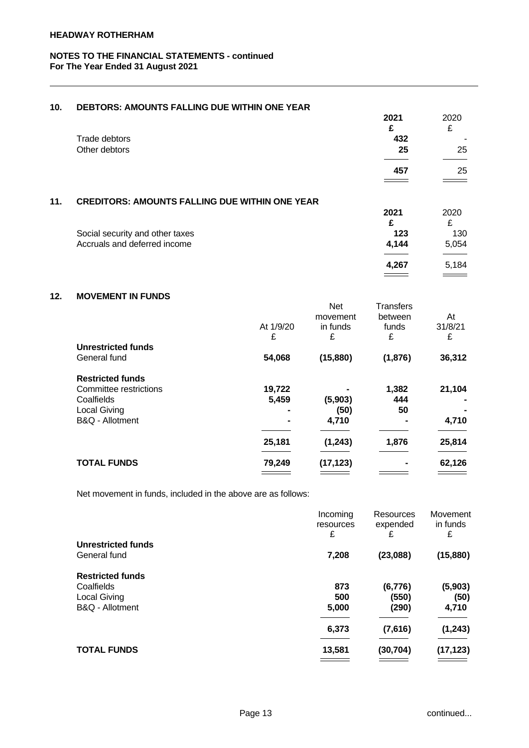## 10. DEBTORS: AMOUNTS FALLING DUE WITHIN ONE YEAR

| | 2021 | 2020 |
|---|---|---|
| | £ | £ |
| Trade debtors | 432 | - |
| Other debtors | 25 | 25 |
| | 457 | 25 |

## 11. CREDITORS: AMOUNTS FALLING DUE WITHIN ONE YEAR

| | 2021 | 2020 |
|---|---|---|
| | £ | £ |
| Social security and other taxes | 123 | 130 |
| Accruals and deferred income | 4,144 | 5,054 |
| | 4,267 | 5,184 |

## 12. MOVEMENT IN FUNDS

| | At 1/9/20 | Net movement in funds | Transfers between funds | At 31/8/21 |
|---|---|---|---|---|
| | £ | £ | £ | £ |
| **Unrestricted funds** | | | | |
| General fund | 54,068 | (15,880) | (1,876) | 36,312 |
| **Restricted funds** | | | | |
| Committee restrictions | 19,722 | - | 1,382 | 21,104 |
| Coalfields | 5,459 | (5,903) | 444 | - |
| Local Giving | - | (50) | 50 | - |
| B&Q - Allotment | - | 4,710 | - | 4,710 |
| | 25,181 | (1,243) | 1,876 | 25,814 |
| **TOTAL FUNDS** | 79,249 | (17,123) | - | 62,126 |

Net movement in funds, included in the above are as follows:

| | Incoming resources | Resources expended | Movement in funds |
|---|---|---|---|
| | £ | £ | £ |
| **Unrestricted funds** | | | |
| General fund | 7,208 | (23,088) | (15,880) |
| **Restricted funds** | | | |
| Coalfields | 873 | (6,776) | (5,903) |
| Local Giving | 500 | (550) | (50) |
| B&Q - Allotment | 5,000 | (290) | 4,710 |
| | 6,373 | (7,616) | (1,243) |
| **TOTAL FUNDS** | 13,581 | (30,704) | (17,123) |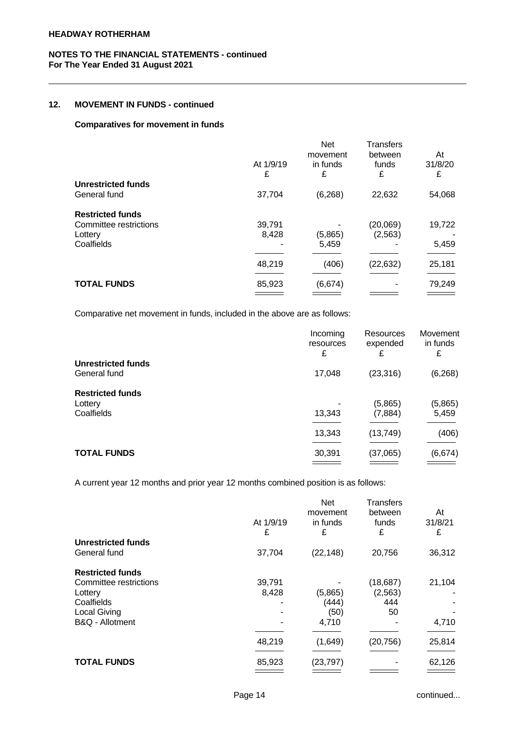## 12. MOVEMENT IN FUNDS - continued

### Comparatives for movement in funds

| | At 1/9/19<br>£ | Net movement in funds<br>£ | Transfers between funds<br>£ | At 31/8/20<br>£ |
|---|---|---|---|---|
| **Unrestricted funds** | | | | |
| General fund | 37,704 | (6,268) | 22,632 | 54,068 |
| **Restricted funds** | | | | |
| Committee restrictions | 39,791 | - | (20,069) | 19,722 |
| Lottery | 8,428 | (5,865) | (2,563) | - |
| Coalfields | - | 5,459 | - | 5,459 |
| | 48,219 | (406) | (22,632) | 25,181 |
| **TOTAL FUNDS** | 85,923 | (6,674) | - | 79,249 |

Comparative net movement in funds, included in the above are as follows:

| | Incoming resources<br>£ | Resources expended<br>£ | Movement in funds<br>£ |
|---|---|---|---|
| **Unrestricted funds** | | | |
| General fund | 17,048 | (23,316) | (6,268) |
| **Restricted funds** | | | |
| Lottery | - | (5,865) | (5,865) |
| Coalfields | 13,343 | (7,884) | 5,459 |
| | 13,343 | (13,749) | (406) |
| **TOTAL FUNDS** | 30,391 | (37,065) | (6,674) |

A current year 12 months and prior year 12 months combined position is as follows:

| | At 1/9/19<br>£ | Net movement in funds<br>£ | Transfers between funds<br>£ | At 31/8/21<br>£ |
|---|---|---|---|---|
| **Unrestricted funds** | | | | |
| General fund | 37,704 | (22,148) | 20,756 | 36,312 |
| **Restricted funds** | | | | |
| Committee restrictions | 39,791 | - | (18,687) | 21,104 |
| Lottery | 8,428 | (5,865) | (2,563) | - |
| Coalfields | - | (444) | 444 | - |
| Local Giving | - | (50) | 50 | - |
| B&Q - Allotment | - | 4,710 | - | 4,710 |
| | 48,219 | (1,649) | (20,756) | 25,814 |
| **TOTAL FUNDS** | 85,923 | (23,797) | - | 62,126 |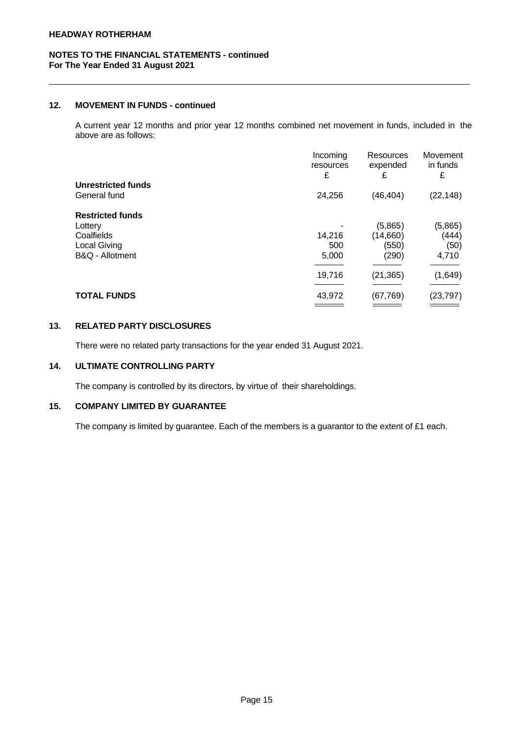**NOTES TO THE FINANCIAL STATEMENTS - continued**
**For The Year Ended 31 August 2021**

## 12. MOVEMENT IN FUNDS - continued

A current year 12 months and prior year 12 months combined net movement in funds, included in the above are as follows:

| | Incoming resources £ | Resources expended £ | Movement in funds £ |
|---|---|---|---|
| **Unrestricted funds** | | | |
| General fund | 24,256 | (46,404) | (22,148) |
| **Restricted funds** | | | |
| Lottery | - | (5,865) | (5,865) |
| Coalfields | 14,216 | (14,660) | (444) |
| Local Giving | 500 | (550) | (50) |
| B&Q - Allotment | 5,000 | (290) | 4,710 |
| | 19,716 | (21,365) | (1,649) |
| **TOTAL FUNDS** | 43,972 | (67,769) | (23,797) |

## 13. RELATED PARTY DISCLOSURES

There were no related party transactions for the year ended 31 August 2021.

## 14. ULTIMATE CONTROLLING PARTY

The company is controlled by its directors, by virtue of their shareholdings.

## 15. COMPANY LIMITED BY GUARANTEE

The company is limited by guarantee. Each of the members is a guarantor to the extent of £1 each.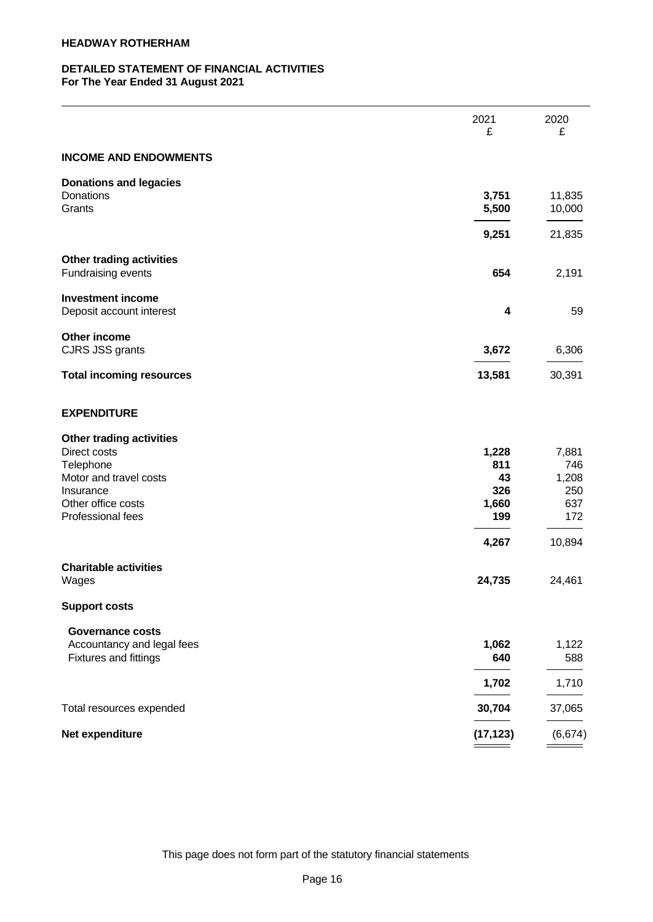**HEADWAY ROTHERHAM**

**DETAILED STATEMENT OF FINANCIAL ACTIVITIES**
**For The Year Ended 31 August 2021**

| | 2021<br>£ | 2020<br>£ |
|---|---|---|
| **INCOME AND ENDOWMENTS** | | |
| **Donations and legacies** | | |
| Donations | **3,751** | 11,835 |
| Grants | **5,500** | 10,000 |
| | **9,251** | 21,835 |
| **Other trading activities** | | |
| Fundraising events | **654** | 2,191 |
| **Investment income** | | |
| Deposit account interest | **4** | 59 |
| **Other income** | | |
| CJRS JSS grants | **3,672** | 6,306 |
| **Total incoming resources** | **13,581** | 30,391 |
| **EXPENDITURE** | | |
| **Other trading activities** | | |
| Direct costs | **1,228** | 7,881 |
| Telephone | **811** | 746 |
| Motor and travel costs | **43** | 1,208 |
| Insurance | **326** | 250 |
| Other office costs | **1,660** | 637 |
| Professional fees | **199** | 172 |
| | **4,267** | 10,894 |
| **Charitable activities** | | |
| Wages | **24,735** | 24,461 |
| **Support costs** | | |
| **Governance costs** | | |
| Accountancy and legal fees | **1,062** | 1,122 |
| Fixtures and fittings | **640** | 588 |
| | **1,702** | 1,710 |
| Total resources expended | **30,704** | 37,065 |
| **Net expenditure** | **(17,123)** | (6,674) |

This page does not form part of the statutory financial statements